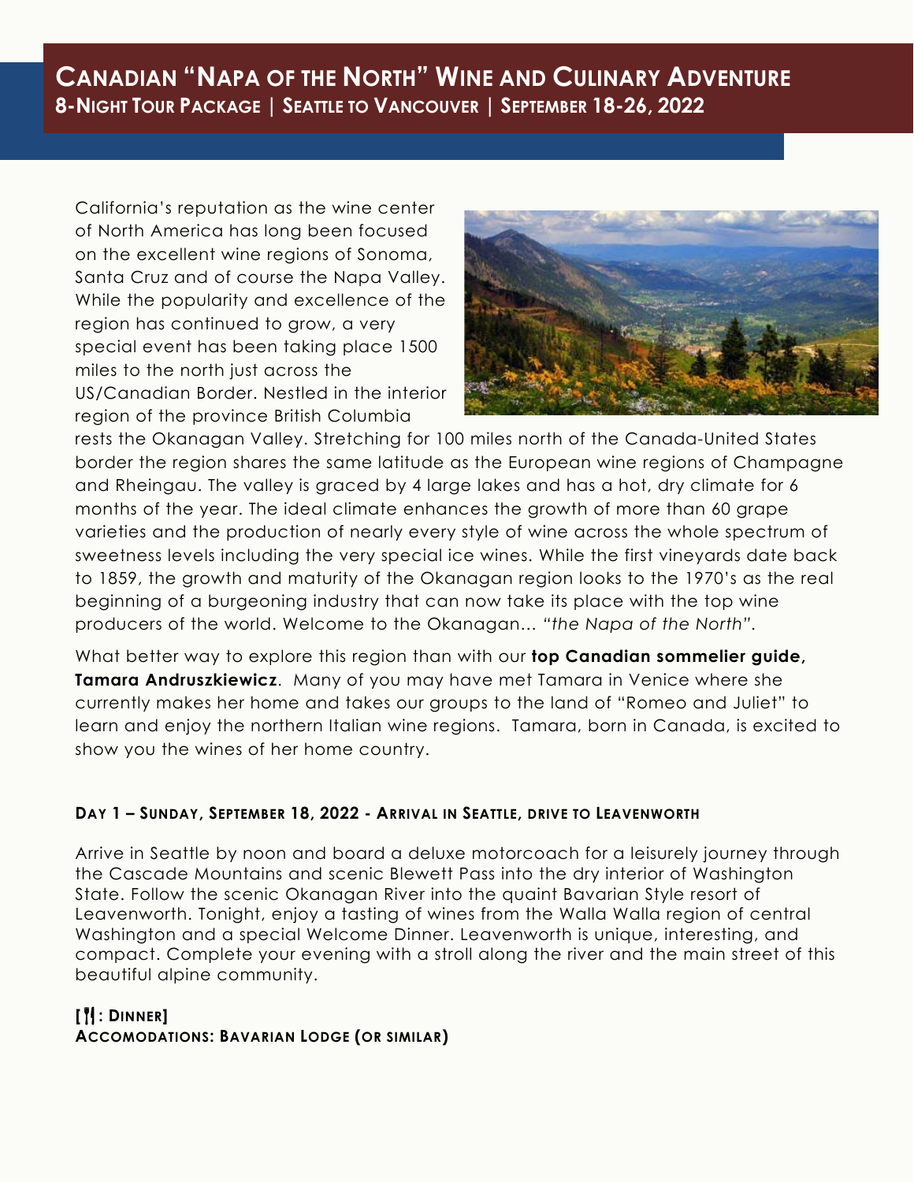# CANADIAN "NAPA OF THE NORTH" WINE AND CULINARY ADVENTURE

## 8-NIGHT TOUR PACKAGE | SEATTLE TO VANCOUVER | SEPTEMBER 18-26, 2022

California's reputation as the wine center of North America has long been focused on the excellent wine regions of Sonoma, Santa Cruz and of course the Napa Valley. While the popularity and excellence of the region has continued to grow, a very special event has been taking place 1500 miles to the north just across the US/Canadian Border. Nestled in the interior region of the province British Columbia rests the Okanagan Valley. Stretching for 100 miles north of the Canada-United States border the region shares the same latitude as the European wine regions of Champagne and Rheingau. The valley is graced by 4 large lakes and has a hot, dry climate for 6 months of the year. The ideal climate enhances the growth of more than 60 grape varieties and the production of nearly every style of wine across the whole spectrum of sweetness levels including the very special ice wines. While the first vineyards date back to 1859, the growth and maturity of the Okanagan region looks to the 1970's as the real beginning of a burgeoning industry that can now take its place with the top wine producers of the world. Welcome to the Okanagan... *"the Napa of the North".*

What better way to explore this region than with our **top Canadian sommelier guide, Tamara Andruszkiewicz**. Many of you may have met Tamara in Venice where she currently makes her home and takes our groups to the land of "Romeo and Juliet" to learn and enjoy the northern Italian wine regions. Tamara, born in Canada, is excited to show you the wines of her home country.

### DAY 1 – SUNDAY, SEPTEMBER 18, 2022 - ARRIVAL IN SEATTLE, DRIVE TO LEAVENWORTH

Arrive in Seattle by noon and board a deluxe motorcoach for a leisurely journey through the Cascade Mountains and scenic Blewett Pass into the dry interior of Washington State. Follow the scenic Okanagan River into the quaint Bavarian Style resort of Leavenworth. Tonight, enjoy a tasting of wines from the Walla Walla region of central Washington and a special Welcome Dinner. Leavenworth is unique, interesting, and compact. Complete your evening with a stroll along the river and the main street of this beautiful alpine community.

**[🍴: DINNER]**
**ACCOMODATIONS: BAVARIAN LODGE (OR SIMILAR)**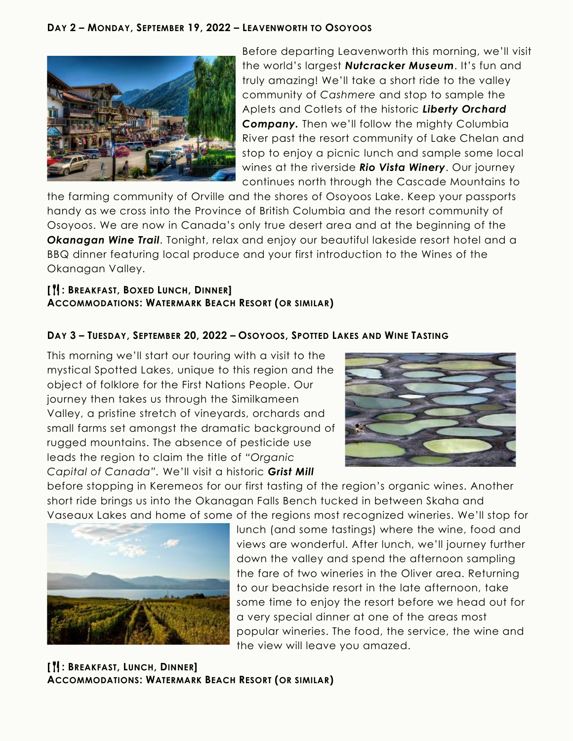## Day 2 – Monday, September 19, 2022 – Leavenworth to Osoyoos

Before departing Leavenworth this morning, we'll visit the world's largest ***Nutcracker Museum***. It's fun and truly amazing! We'll take a short ride to the valley community of *Cashmere* and stop to sample the Aplets and Cotlets of the historic ***Liberty Orchard Company.*** Then we'll follow the mighty Columbia River past the resort community of Lake Chelan and stop to enjoy a picnic lunch and sample some local wines at the riverside ***Rio Vista Winery***. Our journey continues north through the Cascade Mountains to the farming community of Orville and the shores of Osoyoos Lake. Keep your passports handy as we cross into the Province of British Columbia and the resort community of Osoyoos. We are now in Canada's only true desert area and at the beginning of the ***Okanagan Wine Trail***. Tonight, relax and enjoy our beautiful lakeside resort hotel and a BBQ dinner featuring local produce and your first introduction to the Wines of the Okanagan Valley.

**[🍴: Breakfast, Boxed Lunch, Dinner]**
**Accommodations: Watermark Beach Resort (or similar)**

## Day 3 – Tuesday, September 20, 2022 – Osoyoos, Spotted Lakes and Wine Tasting

This morning we'll start our touring with a visit to the mystical Spotted Lakes, unique to this region and the object of folklore for the First Nations People. Our journey then takes us through the Similkameen Valley, a pristine stretch of vineyards, orchards and small farms set amongst the dramatic background of rugged mountains. The absence of pesticide use leads the region to claim the title of *"Organic Capital of Canada".* We'll visit a historic ***Grist Mill*** before stopping in Keremeos for our first tasting of the region's organic wines. Another short ride brings us into the Okanagan Falls Bench tucked in between Skaha and Vaseaux Lakes and home of some of the regions most recognized wineries. We'll stop for lunch (and some tastings) where the wine, food and views are wonderful. After lunch, we'll journey further down the valley and spend the afternoon sampling the fare of two wineries in the Oliver area. Returning to our beachside resort in the late afternoon, take some time to enjoy the resort before we head out for a very special dinner at one of the areas most popular wineries. The food, the service, the wine and the view will leave you amazed.

**[🍴: Breakfast, Lunch, Dinner]**
**Accommodations: Watermark Beach Resort (or similar)**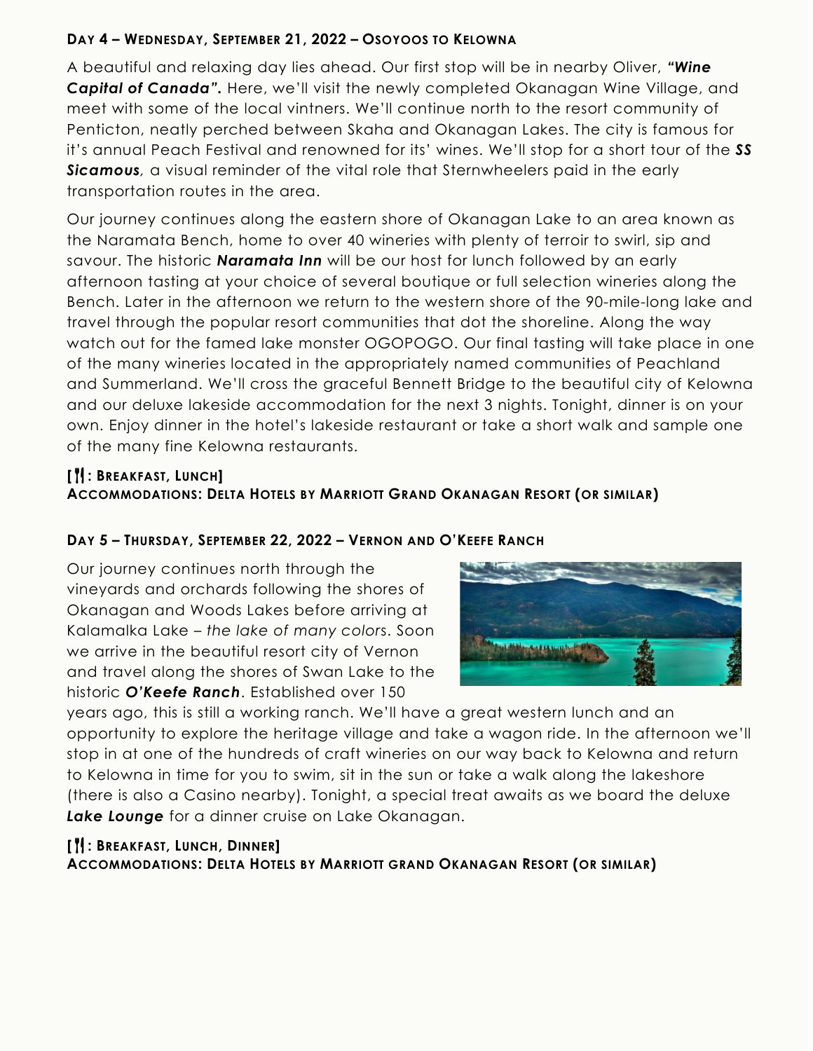#### DAY 4 – WEDNESDAY, SEPTEMBER 21, 2022 – OSOYOOS TO KELOWNA

A beautiful and relaxing day lies ahead. Our first stop will be in nearby Oliver, ***"Wine Capital of Canada".*** Here, we'll visit the newly completed Okanagan Wine Village, and meet with some of the local vintners. We'll continue north to the resort community of Penticton, neatly perched between Skaha and Okanagan Lakes. The city is famous for it's annual Peach Festival and renowned for its' wines. We'll stop for a short tour of the ***SS Sicamous***, a visual reminder of the vital role that Sternwheelers paid in the early transportation routes in the area.

Our journey continues along the eastern shore of Okanagan Lake to an area known as the Naramata Bench, home to over 40 wineries with plenty of terroir to swirl, sip and savour. The historic ***Naramata Inn*** will be our host for lunch followed by an early afternoon tasting at your choice of several boutique or full selection wineries along the Bench. Later in the afternoon we return to the western shore of the 90-mile-long lake and travel through the popular resort communities that dot the shoreline. Along the way watch out for the famed lake monster OGOPOGO. Our final tasting will take place in one of the many wineries located in the appropriately named communities of Peachland and Summerland. We'll cross the graceful Bennett Bridge to the beautiful city of Kelowna and our deluxe lakeside accommodation for the next 3 nights. Tonight, dinner is on your own. Enjoy dinner in the hotel's lakeside restaurant or take a short walk and sample one of the many fine Kelowna restaurants.

**[🍴: BREAKFAST, LUNCH]**
**ACCOMMODATIONS: DELTA HOTELS BY MARRIOTT GRAND OKANAGAN RESORT (OR SIMILAR)**

#### DAY 5 – THURSDAY, SEPTEMBER 22, 2022 – VERNON AND O'KEEFE RANCH

Our journey continues north through the vineyards and orchards following the shores of Okanagan and Woods Lakes before arriving at Kalamalka Lake – *the lake of many colors*. Soon we arrive in the beautiful resort city of Vernon and travel along the shores of Swan Lake to the historic ***O'Keefe Ranch***. Established over 150 years ago, this is still a working ranch. We'll have a great western lunch and an opportunity to explore the heritage village and take a wagon ride. In the afternoon we'll stop in at one of the hundreds of craft wineries on our way back to Kelowna and return to Kelowna in time for you to swim, sit in the sun or take a walk along the lakeshore (there is also a Casino nearby). Tonight, a special treat awaits as we board the deluxe ***Lake Lounge*** for a dinner cruise on Lake Okanagan.

**[🍴: BREAKFAST, LUNCH, DINNER]**
**ACCOMMODATIONS: DELTA HOTELS BY MARRIOTT GRAND OKANAGAN RESORT (OR SIMILAR)**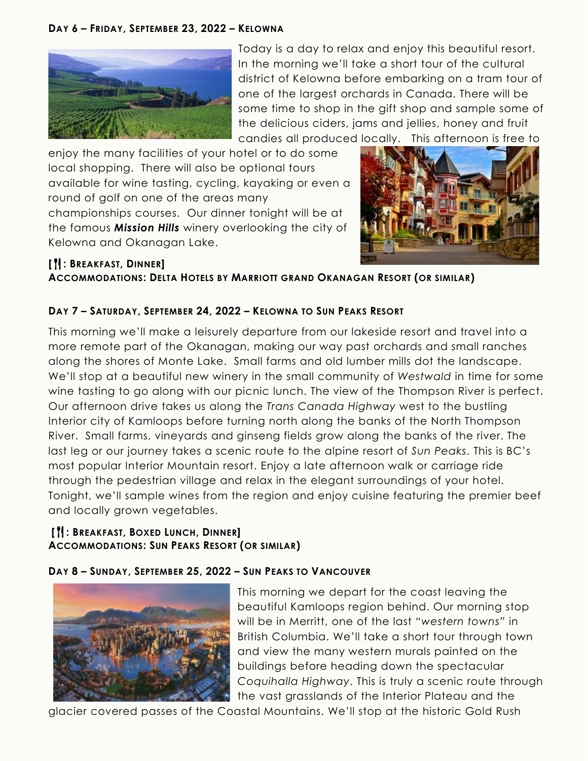### DAY 6 – FRIDAY, SEPTEMBER 23, 2022 – KELOWNA

Today is a day to relax and enjoy this beautiful resort. In the morning we'll take a short tour of the cultural district of Kelowna before embarking on a tram tour of one of the largest orchards in Canada. There will be some time to shop in the gift shop and sample some of the delicious ciders, jams and jellies, honey and fruit candies all produced locally. This afternoon is free to enjoy the many facilities of your hotel or to do some local shopping. There will also be optional tours available for wine tasting, cycling, kayaking or even a round of golf on one of the areas many championships courses. Our dinner tonight will be at the famous ***Mission Hills*** winery overlooking the city of Kelowna and Okanagan Lake.

**[🍴: BREAKFAST, DINNER]**
**ACCOMMODATIONS: DELTA HOTELS BY MARRIOTT GRAND OKANAGAN RESORT (OR SIMILAR)**

### DAY 7 – SATURDAY, SEPTEMBER 24, 2022 – KELOWNA TO SUN PEAKS RESORT

This morning we'll make a leisurely departure from our lakeside resort and travel into a more remote part of the Okanagan, making our way past orchards and small ranches along the shores of Monte Lake. Small farms and old lumber mills dot the landscape. We'll stop at a beautiful new winery in the small community of *Westwald* in time for some wine tasting to go along with our picnic lunch. The view of the Thompson River is perfect. Our afternoon drive takes us along the *Trans Canada Highway* west to the bustling Interior city of Kamloops before turning north along the banks of the North Thompson River. Small farms, vineyards and ginseng fields grow along the banks of the river. The last leg or our journey takes a scenic route to the alpine resort of *Sun Peaks*. This is BC's most popular Interior Mountain resort. Enjoy a late afternoon walk or carriage ride through the pedestrian village and relax in the elegant surroundings of your hotel. Tonight, we'll sample wines from the region and enjoy cuisine featuring the premier beef and locally grown vegetables.

**[🍴: BREAKFAST, BOXED LUNCH, DINNER]**
**ACCOMMODATIONS: SUN PEAKS RESORT (OR SIMILAR)**

### DAY 8 – SUNDAY, SEPTEMBER 25, 2022 – SUN PEAKS TO VANCOUVER

This morning we depart for the coast leaving the beautiful Kamloops region behind. Our morning stop will be in Merritt, one of the last *"western towns"* in British Columbia. We'll take a short tour through town and view the many western murals painted on the buildings before heading down the spectacular *Coquihalla Highway*. This is truly a scenic route through the vast grasslands of the Interior Plateau and the glacier covered passes of the Coastal Mountains. We'll stop at the historic Gold Rush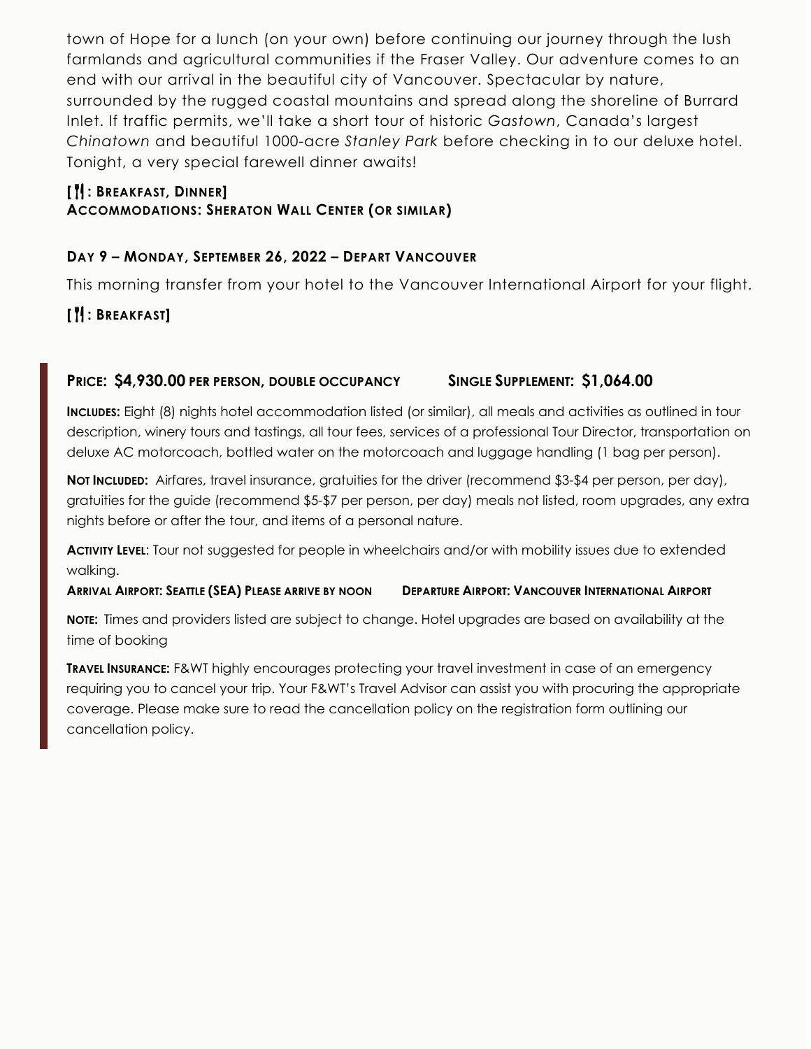town of Hope for a lunch (on your own) before continuing our journey through the lush farmlands and agricultural communities if the Fraser Valley. Our adventure comes to an end with our arrival in the beautiful city of Vancouver. Spectacular by nature, surrounded by the rugged coastal mountains and spread along the shoreline of Burrard Inlet. If traffic permits, we'll take a short tour of historic *Gastown*, Canada's largest *Chinatown* and beautiful 1000-acre *Stanley Park* before checking in to our deluxe hotel. Tonight, a very special farewell dinner awaits!

**[🍴: BREAKFAST, DINNER]**
**ACCOMMODATIONS: SHERATON WALL CENTER (OR SIMILAR)**

### DAY 9 – MONDAY, SEPTEMBER 26, 2022 – DEPART VANCOUVER

This morning transfer from your hotel to the Vancouver International Airport for your flight.

**[🍴: BREAKFAST]**

**PRICE: $4,930.00 PER PERSON, DOUBLE OCCUPANCY** **SINGLE SUPPLEMENT: $1,064.00**

**INCLUDES:** Eight (8) nights hotel accommodation listed (or similar), all meals and activities as outlined in tour description, winery tours and tastings, all tour fees, services of a professional Tour Director, transportation on deluxe AC motorcoach, bottled water on the motorcoach and luggage handling (1 bag per person).

**NOT INCLUDED:** Airfares, travel insurance, gratuities for the driver (recommend $3-$4 per person, per day), gratuities for the guide (recommend $5-$7 per person, per day) meals not listed, room upgrades, any extra nights before or after the tour, and items of a personal nature.

**ACTIVITY LEVEL**: Tour not suggested for people in wheelchairs and/or with mobility issues due to extended walking.

**ARRIVAL AIRPORT: SEATTLE (SEA) PLEASE ARRIVE BY NOON** **DEPARTURE AIRPORT: VANCOUVER INTERNATIONAL AIRPORT**

**NOTE:** Times and providers listed are subject to change. Hotel upgrades are based on availability at the time of booking

**TRAVEL INSURANCE:** F&WT highly encourages protecting your travel investment in case of an emergency requiring you to cancel your trip. Your F&WT's Travel Advisor can assist you with procuring the appropriate coverage. Please make sure to read the cancellation policy on the registration form outlining our cancellation policy.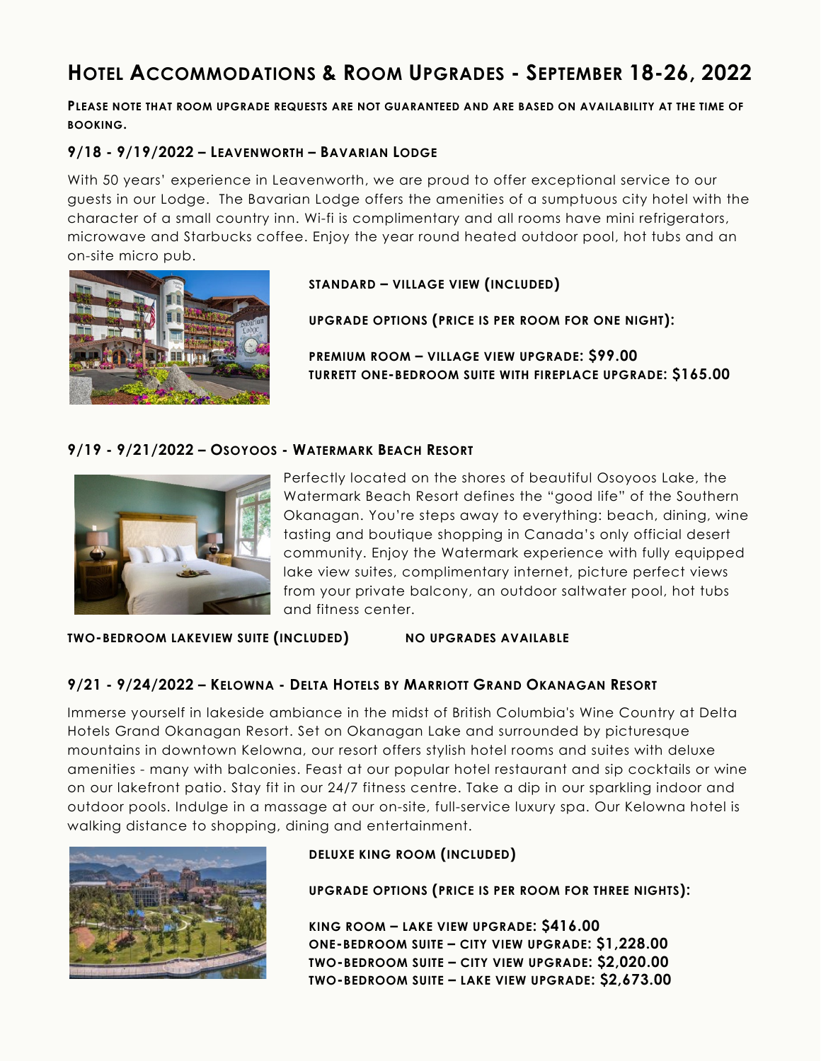# Hotel Accommodations & Room Upgrades - September 18-26, 2022

**Please note that room upgrade requests are not guaranteed and are based on availability at the time of booking.**

### 9/18 - 9/19/2022 – Leavenworth – Bavarian Lodge

With 50 years' experience in Leavenworth, we are proud to offer exceptional service to our guests in our Lodge. The Bavarian Lodge offers the amenities of a sumptuous city hotel with the character of a small country inn. Wi-fi is complimentary and all rooms have mini refrigerators, microwave and Starbucks coffee. Enjoy the year round heated outdoor pool, hot tubs and an on-site micro pub.

**STANDARD – VILLAGE VIEW (INCLUDED)**

**UPGRADE OPTIONS (PRICE IS PER ROOM FOR ONE NIGHT):**

**PREMIUM ROOM – VILLAGE VIEW UPGRADE: $99.00**
**TURRETT ONE-BEDROOM SUITE WITH FIREPLACE UPGRADE: $165.00**

### 9/19 - 9/21/2022 – Osoyoos - Watermark Beach Resort

Perfectly located on the shores of beautiful Osoyoos Lake, the Watermark Beach Resort defines the "good life" of the Southern Okanagan. You're steps away to everything: beach, dining, wine tasting and boutique shopping in Canada's only official desert community. Enjoy the Watermark experience with fully equipped lake view suites, complimentary internet, picture perfect views from your private balcony, an outdoor saltwater pool, hot tubs and fitness center.

**TWO-BEDROOM LAKEVIEW SUITE (INCLUDED)** **NO UPGRADES AVAILABLE**

### 9/21 - 9/24/2022 – Kelowna - Delta Hotels by Marriott Grand Okanagan Resort

Immerse yourself in lakeside ambiance in the midst of British Columbia's Wine Country at Delta Hotels Grand Okanagan Resort. Set on Okanagan Lake and surrounded by picturesque mountains in downtown Kelowna, our resort offers stylish hotel rooms and suites with deluxe amenities - many with balconies. Feast at our popular hotel restaurant and sip cocktails or wine on our lakefront patio. Stay fit in our 24/7 fitness centre. Take a dip in our sparkling indoor and outdoor pools. Indulge in a massage at our on-site, full-service luxury spa. Our Kelowna hotel is walking distance to shopping, dining and entertainment.

**DELUXE KING ROOM (INCLUDED)**

**UPGRADE OPTIONS (PRICE IS PER ROOM FOR THREE NIGHTS):**

**KING ROOM – LAKE VIEW UPGRADE: $416.00**
**ONE-BEDROOM SUITE – CITY VIEW UPGRADE: $1,228.00**
**TWO-BEDROOM SUITE – CITY VIEW UPGRADE: $2,020.00**
**TWO-BEDROOM SUITE – LAKE VIEW UPGRADE: $2,673.00**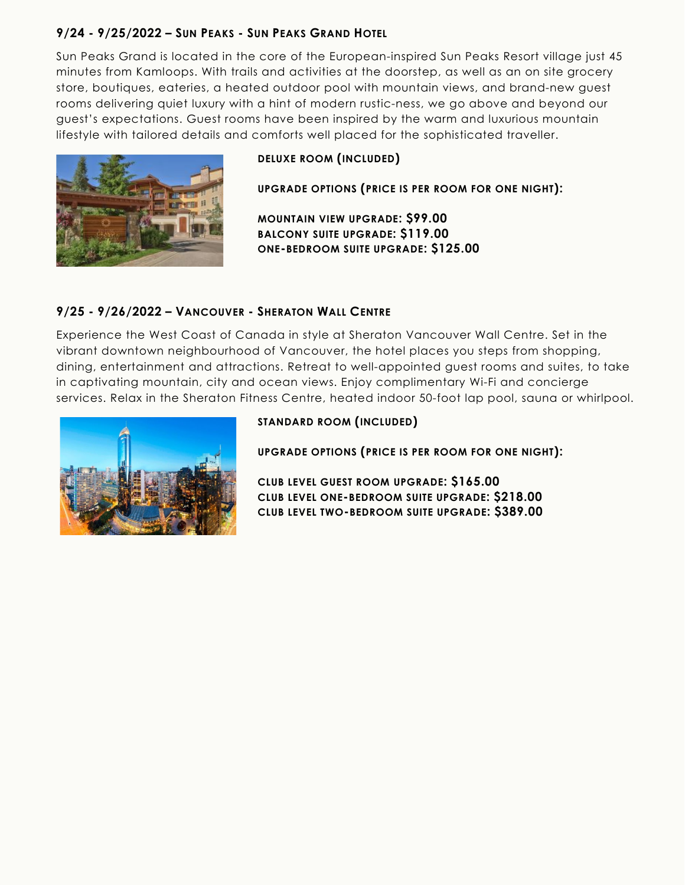### 9/24 - 9/25/2022 – SUN PEAKS - SUN PEAKS GRAND HOTEL

Sun Peaks Grand is located in the core of the European-inspired Sun Peaks Resort village just 45 minutes from Kamloops. With trails and activities at the doorstep, as well as an on site grocery store, boutiques, eateries, a heated outdoor pool with mountain views, and brand-new guest rooms delivering quiet luxury with a hint of modern rustic-ness, we go above and beyond our guest's expectations. Guest rooms have been inspired by the warm and luxurious mountain lifestyle with tailored details and comforts well placed for the sophisticated traveller.

**DELUXE ROOM (INCLUDED)**

**UPGRADE OPTIONS (PRICE IS PER ROOM FOR ONE NIGHT):**

**MOUNTAIN VIEW UPGRADE: $99.00**
**BALCONY SUITE UPGRADE: $119.00**
**ONE-BEDROOM SUITE UPGRADE: $125.00**

### 9/25 - 9/26/2022 – VANCOUVER - SHERATON WALL CENTRE

Experience the West Coast of Canada in style at Sheraton Vancouver Wall Centre. Set in the vibrant downtown neighbourhood of Vancouver, the hotel places you steps from shopping, dining, entertainment and attractions. Retreat to well-appointed guest rooms and suites, to take in captivating mountain, city and ocean views. Enjoy complimentary Wi-Fi and concierge services. Relax in the Sheraton Fitness Centre, heated indoor 50-foot lap pool, sauna or whirlpool.

**STANDARD ROOM (INCLUDED)**

**UPGRADE OPTIONS (PRICE IS PER ROOM FOR ONE NIGHT):**

**CLUB LEVEL GUEST ROOM UPGRADE: $165.00**
**CLUB LEVEL ONE-BEDROOM SUITE UPGRADE: $218.00**
**CLUB LEVEL TWO-BEDROOM SUITE UPGRADE: $389.00**